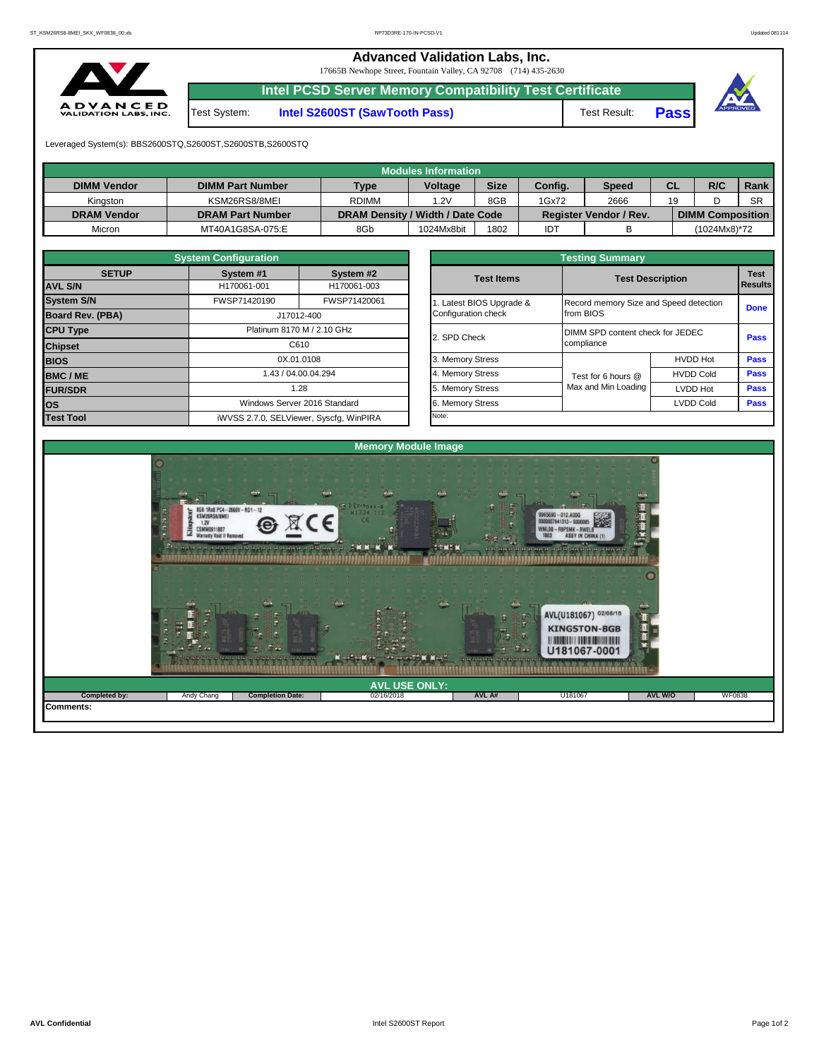# Advanced Validation Labs, Inc.

17665B Newhope Street, Fountain Valley, CA 92708 (714) 435-2630

## Intel PCSD Server Memory Compatibility Test Certificate

| Test System: | Intel S2600ST (SawTooth Pass) | Test Result: | Pass |
|---|---|---|---|

Leveraged System(s): BBS2600STQ,S2600ST,S2600STB,S2600STQ

### Modules Information

| DIMM Vendor | DIMM Part Number | Type | Voltage | Size | Config. | Speed | CL | R/C | Rank |
|---|---|---|---|---|---|---|---|---|---|
| Kingston | KSM26RS8/8MEI | RDIMM | 1.2V | 8GB | 1Gx72 | 2666 | 19 | D | SR |
| **DRAM Vendor** | **DRAM Part Number** | **DRAM Density / Width / Date Code** | | | **Register Vendor / Rev.** | | **DIMM Composition** | | |
| Micron | MT40A1G8SA-075:E | 8Gb | 1024Mx8bit | 1802 | IDT | B | (1024Mx8)*72 | | |

### System Configuration

| SETUP | System #1 | System #2 |
|---|---|---|
| AVL S/N | H170061-001 | H170061-003 |
| System S/N | FWSP71420190 | FWSP71420061 |
| Board Rev. (PBA) | J17012-400 | |
| CPU Type | Platinum 8170 M / 2.10 GHz | |
| Chipset | C610 | |
| BIOS | 0X.01.0108 | |
| BMC / ME | 1.43 / 04.00.04.294 | |
| FUR/SDR | 1.28 | |
| OS | Windows Server 2016 Standard | |
| Test Tool | iWVSS 2.7.0, SELViewer, Syscfg, WinPIRA | |

### Testing Summary

| Test Items | Test Description | | Test Results |
|---|---|---|---|
| 1. Latest BIOS Upgrade & Configuration check | Record memory Size and Speed detection from BIOS | | Done |
| 2. SPD Check | DIMM SPD content check for JEDEC compliance | | Pass |
| 3. Memory Stress | Test for 6 hours @ Max and Min Loading | HVDD Hot | Pass |
| 4. Memory Stress | | HVDD Cold | Pass |
| 5. Memory Stress | | LVDD Hot | Pass |
| 6. Memory Stress | | LVDD Cold | Pass |

Note:

### Memory Module Image

### AVL USE ONLY:

| Completed by: | Andy Chang | Completion Date: | 02/16/2018 | AVL A# | U181067 | AVL W/O | WF0838 |
|---|---|---|---|---|---|---|---|

**Comments:**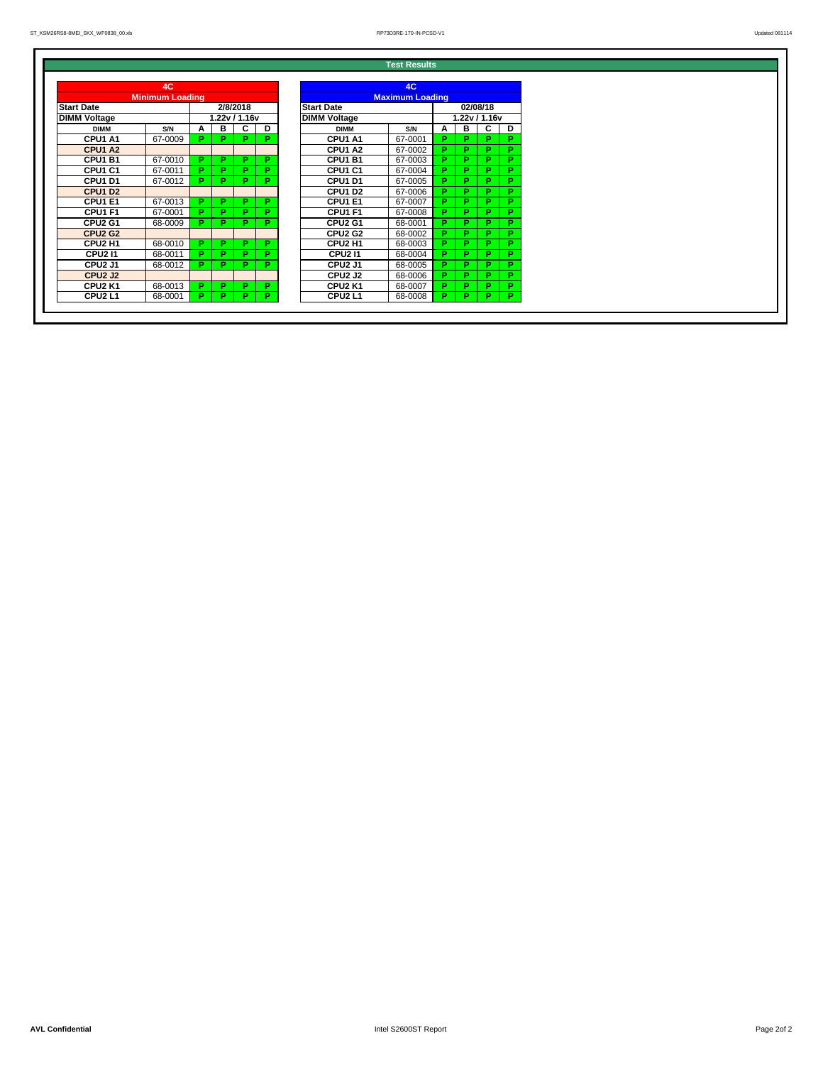## Test Results

| 4C Minimum Loading | | | | | |
|---|---|---|---|---|---|
| Start Date | | 2/8/2018 | | | |
| DIMM Voltage | | 1.22v / 1.16v | | | |
| DIMM | S/N | A | B | C | D |
| CPU1 A1 | 67-0009 | P | P | P | P |
| CPU1 A2 | | | | | |
| CPU1 B1 | 67-0010 | P | P | P | P |
| CPU1 C1 | 67-0011 | P | P | P | P |
| CPU1 D1 | 67-0012 | P | P | P | P |
| CPU1 D2 | | | | | |
| CPU1 E1 | 67-0013 | P | P | P | P |
| CPU1 F1 | 67-0001 | P | P | P | P |
| CPU2 G1 | 68-0009 | P | P | P | P |
| CPU2 G2 | | | | | |
| CPU2 H1 | 68-0010 | P | P | P | P |
| CPU2 I1 | 68-0011 | P | P | P | P |
| CPU2 J1 | 68-0012 | P | P | P | P |
| CPU2 J2 | | | | | |
| CPU2 K1 | 68-0013 | P | P | P | P |
| CPU2 L1 | 68-0001 | P | P | P | P |

| 4C Maximum Loading | | | | | |
|---|---|---|---|---|---|
| Start Date | | 02/08/18 | | | |
| DIMM Voltage | | 1.22v / 1.16v | | | |
| DIMM | S/N | A | B | C | D |
| CPU1 A1 | 67-0001 | P | P | P | P |
| CPU1 A2 | 67-0002 | P | P | P | P |
| CPU1 B1 | 67-0003 | P | P | P | P |
| CPU1 C1 | 67-0004 | P | P | P | P |
| CPU1 D1 | 67-0005 | P | P | P | P |
| CPU1 D2 | 67-0006 | P | P | P | P |
| CPU1 E1 | 67-0007 | P | P | P | P |
| CPU1 F1 | 67-0008 | P | P | P | P |
| CPU2 G1 | 68-0001 | P | P | P | P |
| CPU2 G2 | 68-0002 | P | P | P | P |
| CPU2 H1 | 68-0003 | P | P | P | P |
| CPU2 I1 | 68-0004 | P | P | P | P |
| CPU2 J1 | 68-0005 | P | P | P | P |
| CPU2 J2 | 68-0006 | P | P | P | P |
| CPU2 K1 | 68-0007 | P | P | P | P |
| CPU2 L1 | 68-0008 | P | P | P | P |